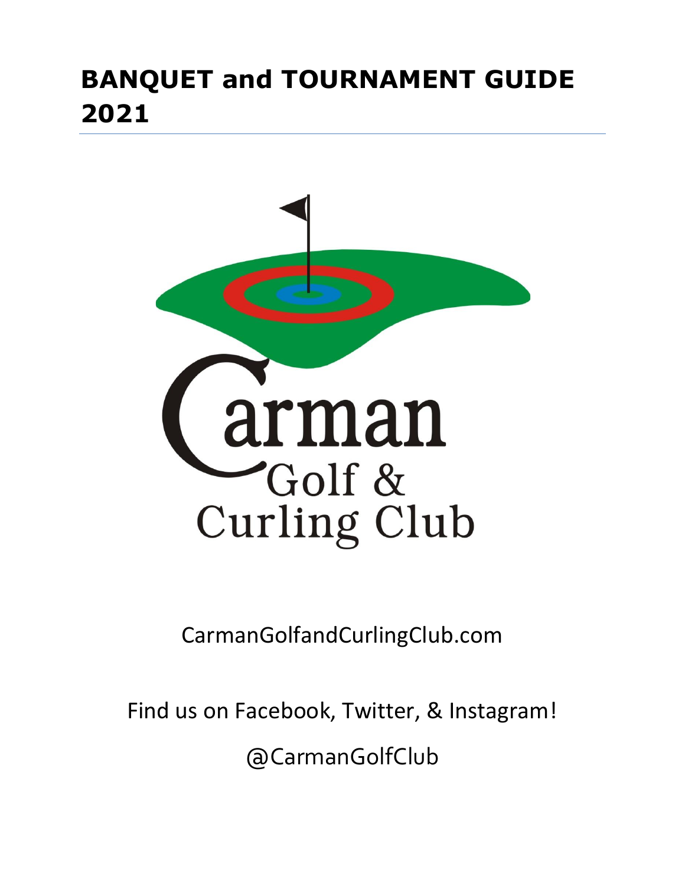# BANQUET and TOURNAMENT GUIDE 2021

Carman Golf & Curling Club

CarmanGolfandCurlingClub.com

Find us on Facebook, Twitter, & Instagram!

@CarmanGolfClub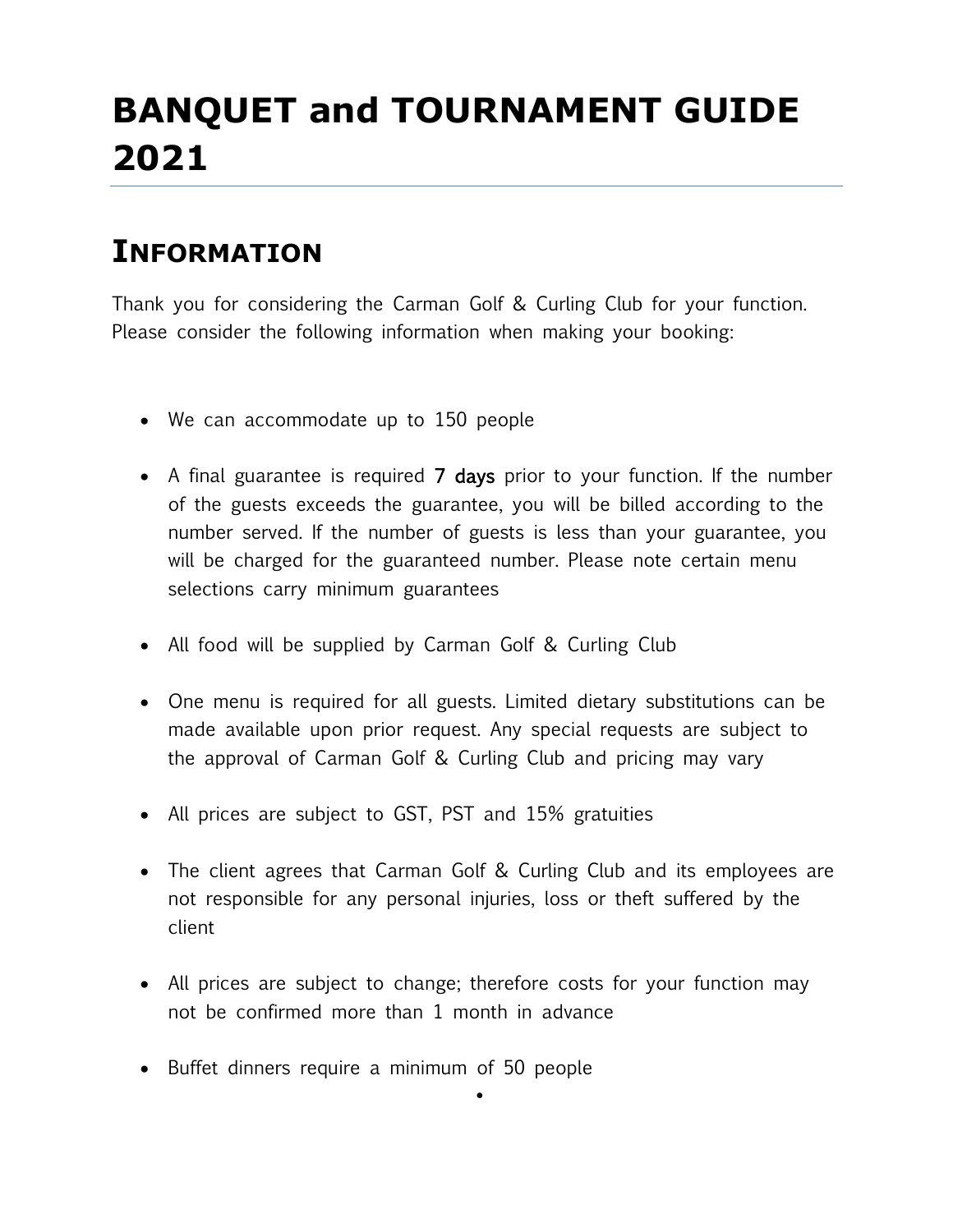# BANQUET and TOURNAMENT GUIDE 2021

## Information

Thank you for considering the Carman Golf & Curling Club for your function. Please consider the following information when making your booking:

- We can accommodate up to 150 people
- A final guarantee is required **7 days** prior to your function. If the number of the guests exceeds the guarantee, you will be billed according to the number served. If the number of guests is less than your guarantee, you will be charged for the guaranteed number. Please note certain menu selections carry minimum guarantees
- All food will be supplied by Carman Golf & Curling Club
- One menu is required for all guests. Limited dietary substitutions can be made available upon prior request. Any special requests are subject to the approval of Carman Golf & Curling Club and pricing may vary
- All prices are subject to GST, PST and 15% gratuities
- The client agrees that Carman Golf & Curling Club and its employees are not responsible for any personal injuries, loss or theft suffered by the client
- All prices are subject to change; therefore costs for your function may not be confirmed more than 1 month in advance
- Buffet dinners require a minimum of 50 people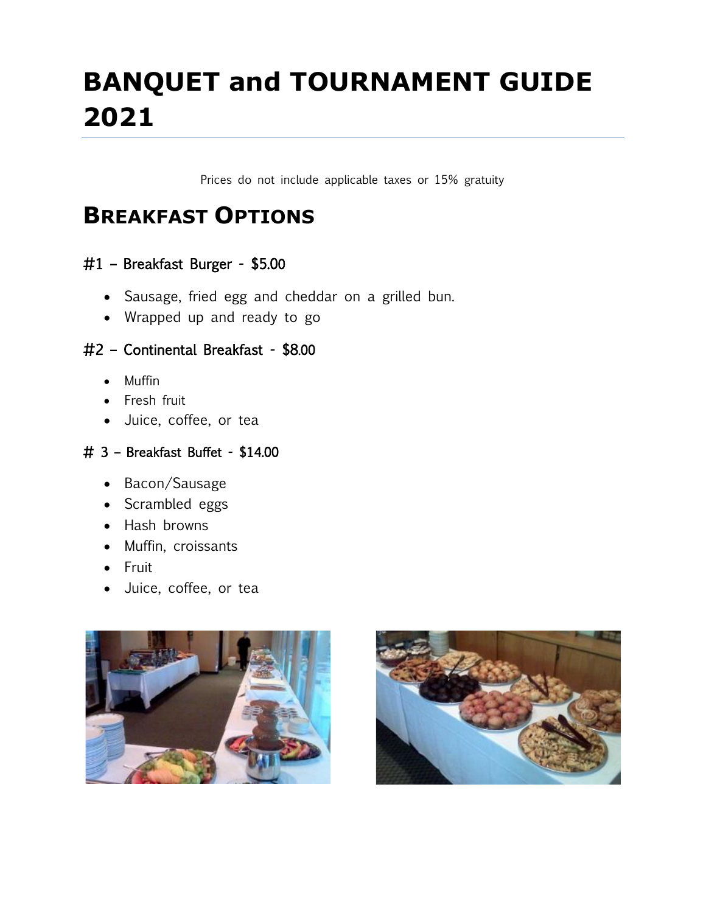# BANQUET and TOURNAMENT GUIDE 2021

Prices do not include applicable taxes or 15% gratuity

## BREAKFAST OPTIONS

### #1 – Breakfast Burger - $5.00

- Sausage, fried egg and cheddar on a grilled bun.
- Wrapped up and ready to go

### #2 – Continental Breakfast - $8.00

- Muffin
- Fresh fruit
- Juice, coffee, or tea

### # 3 – Breakfast Buffet - $14.00

- Bacon/Sausage
- Scrambled eggs
- Hash browns
- Muffin, croissants
- Fruit
- Juice, coffee, or tea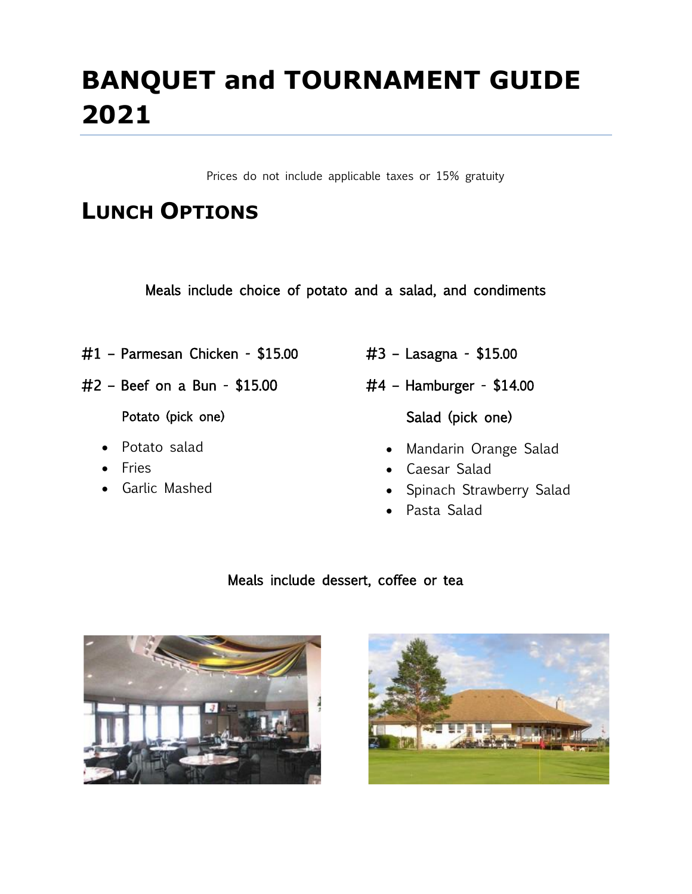# BANQUET and TOURNAMENT GUIDE 2021

Prices do not include applicable taxes or 15% gratuity

## LUNCH OPTIONS

Meals include choice of potato and a salad, and condiments

#1 – Parmesan Chicken - $15.00

#2 – Beef on a Bun - $15.00

#3 – Lasagna - $15.00

#4 – Hamburger - $14.00

Potato (pick one)

- Potato salad
- Fries
- Garlic Mashed

Salad (pick one)

- Mandarin Orange Salad
- Caesar Salad
- Spinach Strawberry Salad
- Pasta Salad

Meals include dessert, coffee or tea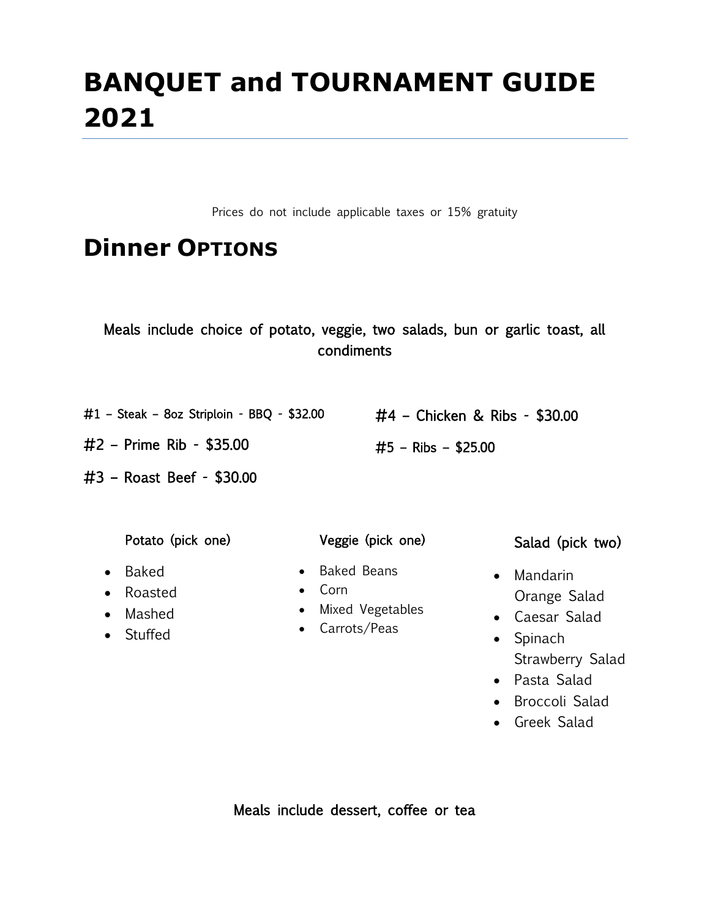# BANQUET and TOURNAMENT GUIDE 2021

Prices do not include applicable taxes or 15% gratuity

## Dinner Options

Meals include choice of potato, veggie, two salads, bun or garlic toast, all condiments

#1 – Steak – 8oz Striploin - BBQ - $32.00

#2 – Prime Rib - $35.00

#3 – Roast Beef - $30.00

#4 – Chicken & Ribs - $30.00

#5 – Ribs – $25.00

Potato (pick one)

- Baked
- Roasted
- Mashed
- Stuffed

Veggie (pick one)

- Baked Beans
- Corn
- Mixed Vegetables
- Carrots/Peas

Salad (pick two)

- Mandarin Orange Salad
- Caesar Salad
- Spinach Strawberry Salad
- Pasta Salad
- Broccoli Salad
- Greek Salad

Meals include dessert, coffee or tea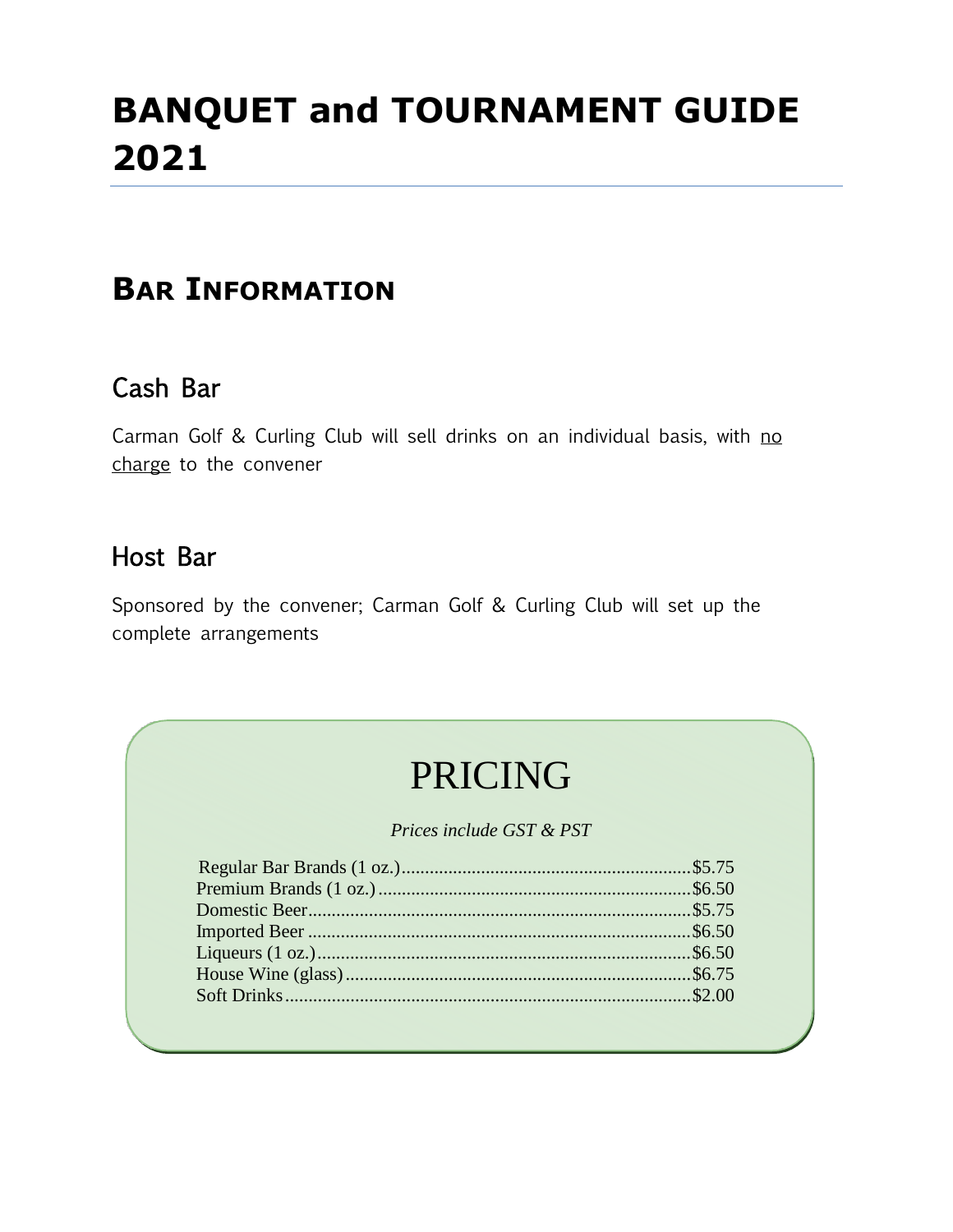# BANQUET and TOURNAMENT GUIDE 2021

## BAR INFORMATION

### Cash Bar

Carman Golf & Curling Club will sell drinks on an individual basis, with <u>no charge</u> to the convener

### Host Bar

Sponsored by the convener; Carman Golf & Curling Club will set up the complete arrangements

## PRICING

*Prices include GST & PST*

| Item | Price |
| --- | --- |
| Regular Bar Brands (1 oz.) | $5.75 |
| Premium Brands (1 oz.) | $6.50 |
| Domestic Beer | $5.75 |
| Imported Beer | $6.50 |
| Liqueurs (1 oz.) | $6.50 |
| House Wine (glass) | $6.75 |
| Soft Drinks | $2.00 |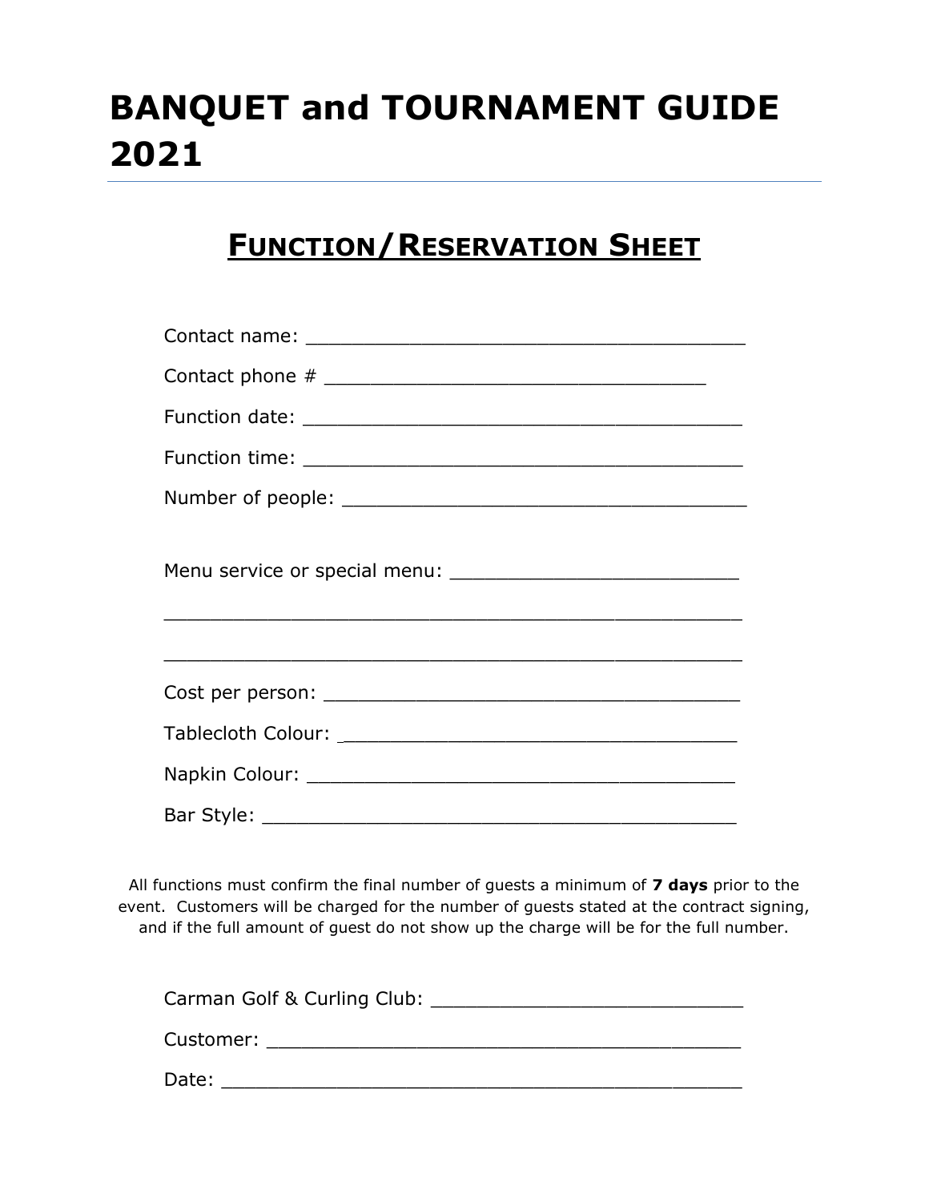# BANQUET and TOURNAMENT GUIDE 2021

## FUNCTION/RESERVATION SHEET

Contact name: ______________________________________

Contact phone # _________________________________

Function date: ______________________________________

Function time: ______________________________________

Number of people: ___________________________________

Menu service or special menu: _________________________

__________________________________________________

__________________________________________________

Cost per person: _____________________________________

Tablecloth Colour: ___________________________________

Napkin Colour: ______________________________________

Bar Style: _________________________________________

All functions must confirm the final number of guests a minimum of **7 days** prior to the event. Customers will be charged for the number of guests stated at the contract signing, and if the full amount of guest do not show up the charge will be for the full number.

Carman Golf & Curling Club: ___________________________

Customer: __________________________________________

Date: ______________________________________________